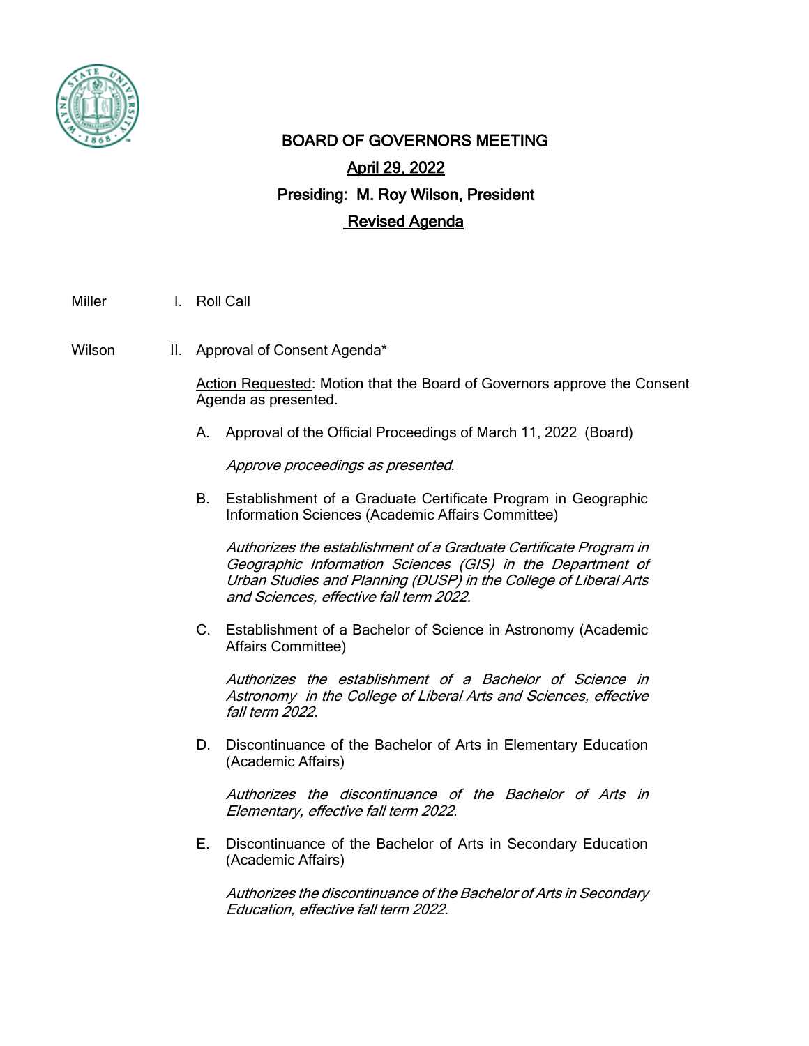# BOARD OF GOVERNORS MEETING

**April 29, 2022**

**Presiding: M. Roy Wilson, President**

**Revised Agenda**

Miller I. Roll Call

Wilson II. Approval of Consent Agenda*

Action Requested: Motion that the Board of Governors approve the Consent Agenda as presented.

A. Approval of the Official Proceedings of March 11, 2022 (Board)

*Approve proceedings as presented.*

B. Establishment of a Graduate Certificate Program in Geographic Information Sciences (Academic Affairs Committee)

*Authorizes the establishment of a Graduate Certificate Program in Geographic Information Sciences (GIS) in the Department of Urban Studies and Planning (DUSP) in the College of Liberal Arts and Sciences, effective fall term 2022.*

C. Establishment of a Bachelor of Science in Astronomy (Academic Affairs Committee)

*Authorizes the establishment of a Bachelor of Science in Astronomy in the College of Liberal Arts and Sciences, effective fall term 2022.*

D. Discontinuance of the Bachelor of Arts in Elementary Education (Academic Affairs)

*Authorizes the discontinuance of the Bachelor of Arts in Elementary, effective fall term 2022.*

E. Discontinuance of the Bachelor of Arts in Secondary Education (Academic Affairs)

*Authorizes the discontinuance of the Bachelor of Arts in Secondary Education, effective fall term 2022.*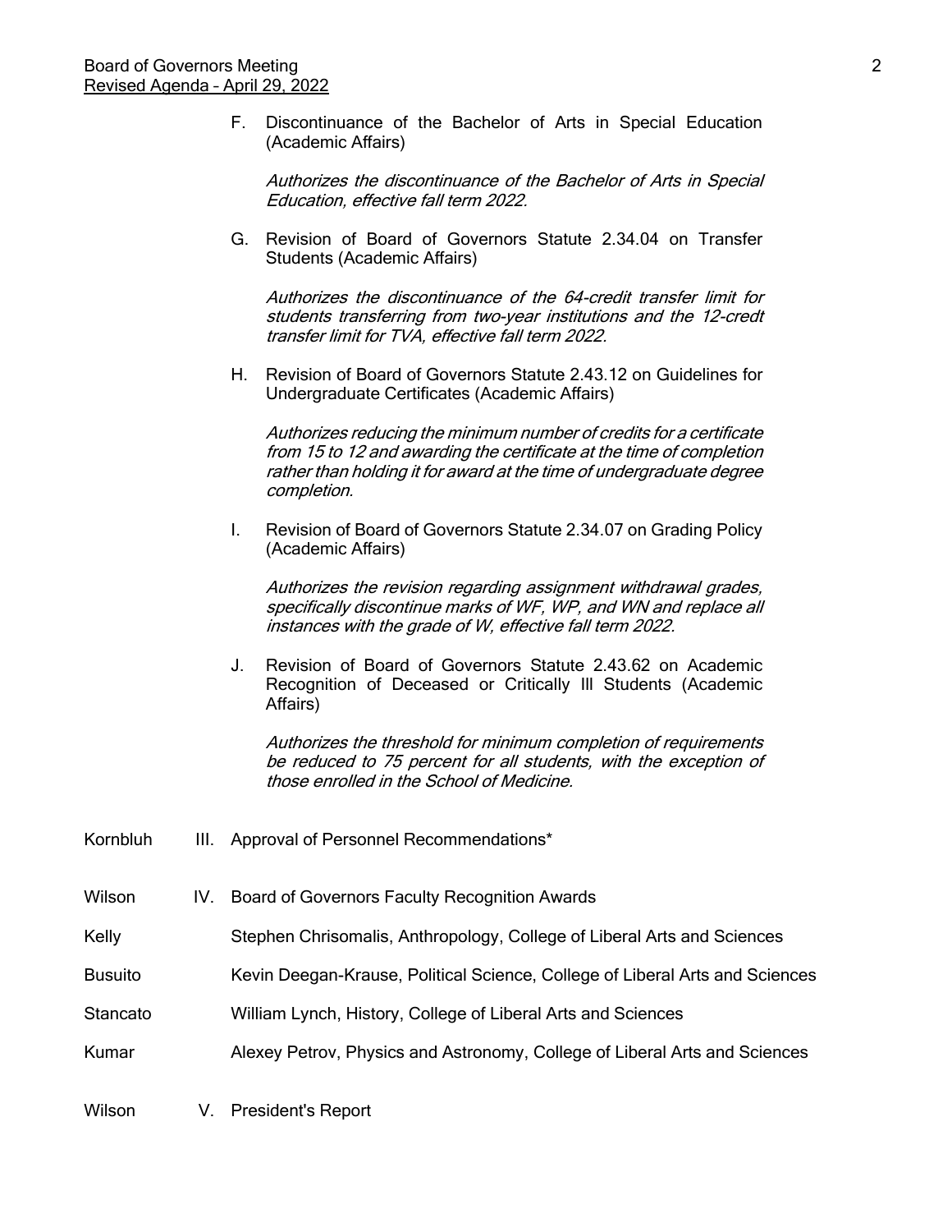F. Discontinuance of the Bachelor of Arts in Special Education (Academic Affairs)

*Authorizes the discontinuance of the Bachelor of Arts in Special Education, effective fall term 2022.*

G. Revision of Board of Governors Statute 2.34.04 on Transfer Students (Academic Affairs)

*Authorizes the discontinuance of the 64-credit transfer limit for students transferring from two-year institutions and the 12-credt transfer limit for TVA, effective fall term 2022.*

H. Revision of Board of Governors Statute 2.43.12 on Guidelines for Undergraduate Certificates (Academic Affairs)

*Authorizes reducing the minimum number of credits for a certificate from 15 to 12 and awarding the certificate at the time of completion rather than holding it for award at the time of undergraduate degree completion.*

I. Revision of Board of Governors Statute 2.34.07 on Grading Policy (Academic Affairs)

*Authorizes the revision regarding assignment withdrawal grades, specifically discontinue marks of WF, WP, and WN and replace all instances with the grade of W, effective fall term 2022.*

J. Revision of Board of Governors Statute 2.43.62 on Academic Recognition of Deceased or Critically Ill Students (Academic Affairs)

*Authorizes the threshold for minimum completion of requirements be reduced to 75 percent for all students, with the exception of those enrolled in the School of Medicine.*

Kornbluh — III. Approval of Personnel Recommendations*

Wilson — IV. Board of Governors Faculty Recognition Awards

Kelly — Stephen Chrisomalis, Anthropology, College of Liberal Arts and Sciences

Busuito — Kevin Deegan-Krause, Political Science, College of Liberal Arts and Sciences

Stancato — William Lynch, History, College of Liberal Arts and Sciences

Kumar — Alexey Petrov, Physics and Astronomy, College of Liberal Arts and Sciences

Wilson — V. President's Report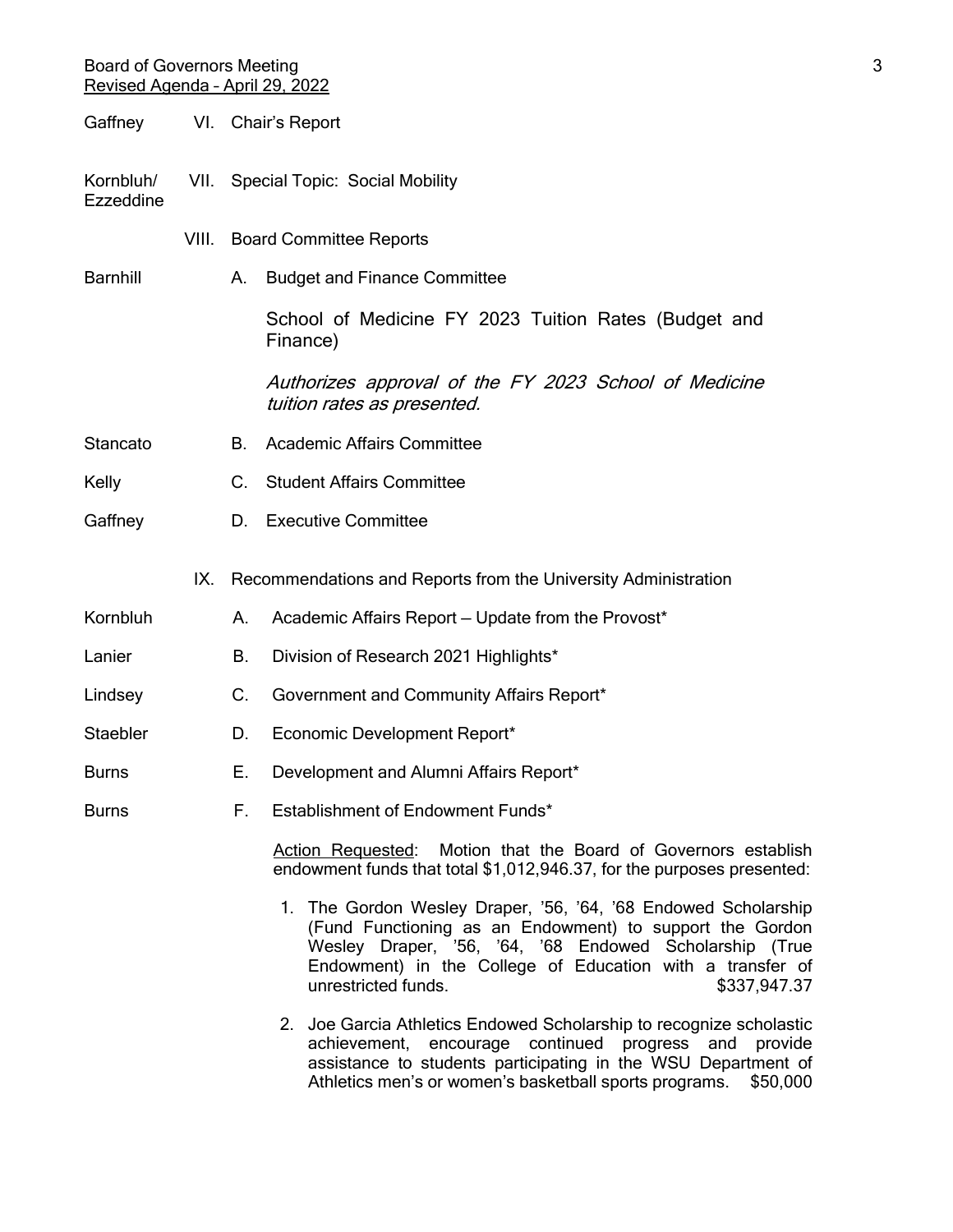Gaffney VI. Chair's Report

Kornbluh/ Ezzeddine VII. Special Topic: Social Mobility

VIII. Board Committee Reports

Barnhill A. Budget and Finance Committee

School of Medicine FY 2023 Tuition Rates (Budget and Finance)

*Authorizes approval of the FY 2023 School of Medicine tuition rates as presented.*

Stancato B. Academic Affairs Committee

Kelly C. Student Affairs Committee

Gaffney D. Executive Committee

IX. Recommendations and Reports from the University Administration

Kornbluh A. Academic Affairs Report – Update from the Provost*

Lanier B. Division of Research 2021 Highlights*

Lindsey C. Government and Community Affairs Report*

Staebler D. Economic Development Report*

Burns E. Development and Alumni Affairs Report*

Burns F. Establishment of Endowment Funds*

Action Requested: Motion that the Board of Governors establish endowment funds that total $1,012,946.37, for the purposes presented:

1. The Gordon Wesley Draper, '56, '64, '68 Endowed Scholarship (Fund Functioning as an Endowment) to support the Gordon Wesley Draper, '56, '64, '68 Endowed Scholarship (True Endowment) in the College of Education with a transfer of unrestricted funds. $337,947.37

2. Joe Garcia Athletics Endowed Scholarship to recognize scholastic achievement, encourage continued progress and provide assistance to students participating in the WSU Department of Athletics men's or women's basketball sports programs. $50,000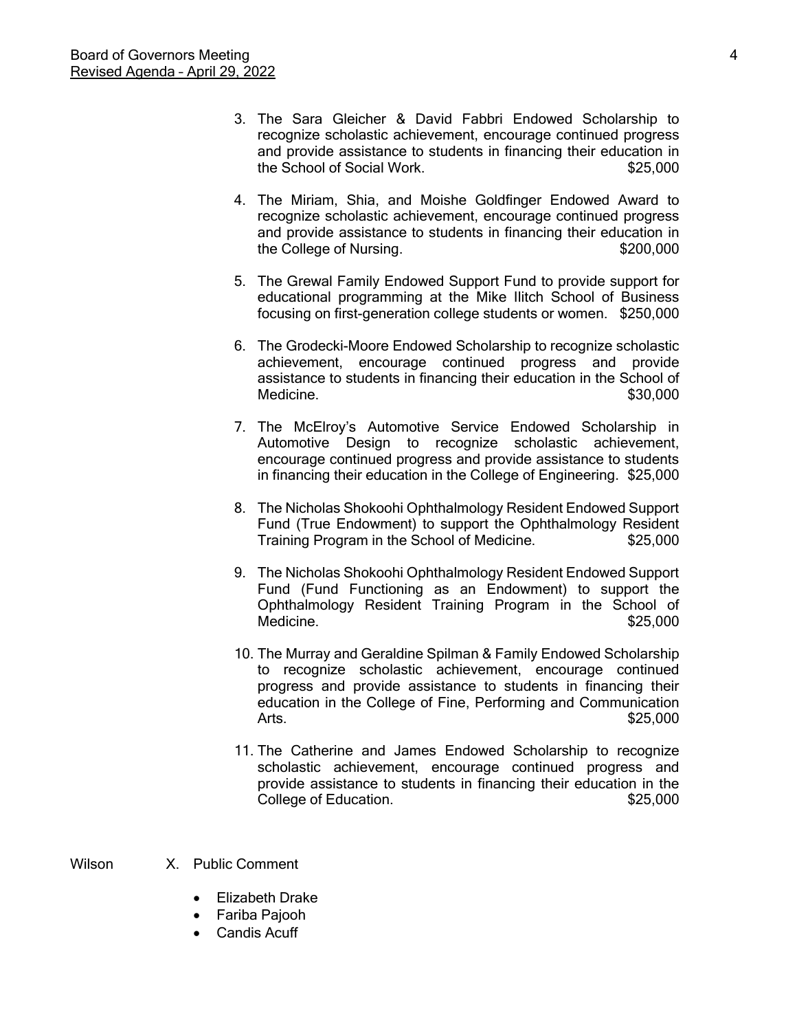3. The Sara Gleicher & David Fabbri Endowed Scholarship to recognize scholastic achievement, encourage continued progress and provide assistance to students in financing their education in the School of Social Work. $25,000

4. The Miriam, Shia, and Moishe Goldfinger Endowed Award to recognize scholastic achievement, encourage continued progress and provide assistance to students in financing their education in the College of Nursing. $200,000

5. The Grewal Family Endowed Support Fund to provide support for educational programming at the Mike Ilitch School of Business focusing on first-generation college students or women. $250,000

6. The Grodecki-Moore Endowed Scholarship to recognize scholastic achievement, encourage continued progress and provide assistance to students in financing their education in the School of Medicine. $30,000

7. The McElroy's Automotive Service Endowed Scholarship in Automotive Design to recognize scholastic achievement, encourage continued progress and provide assistance to students in financing their education in the College of Engineering. $25,000

8. The Nicholas Shokoohi Ophthalmology Resident Endowed Support Fund (True Endowment) to support the Ophthalmology Resident Training Program in the School of Medicine. $25,000

9. The Nicholas Shokoohi Ophthalmology Resident Endowed Support Fund (Fund Functioning as an Endowment) to support the Ophthalmology Resident Training Program in the School of Medicine. $25,000

10. The Murray and Geraldine Spilman & Family Endowed Scholarship to recognize scholastic achievement, encourage continued progress and provide assistance to students in financing their education in the College of Fine, Performing and Communication Arts. $25,000

11. The Catherine and James Endowed Scholarship to recognize scholastic achievement, encourage continued progress and provide assistance to students in financing their education in the College of Education. $25,000

Wilson X. Public Comment

- Elizabeth Drake
- Fariba Pajooh
- Candis Acuff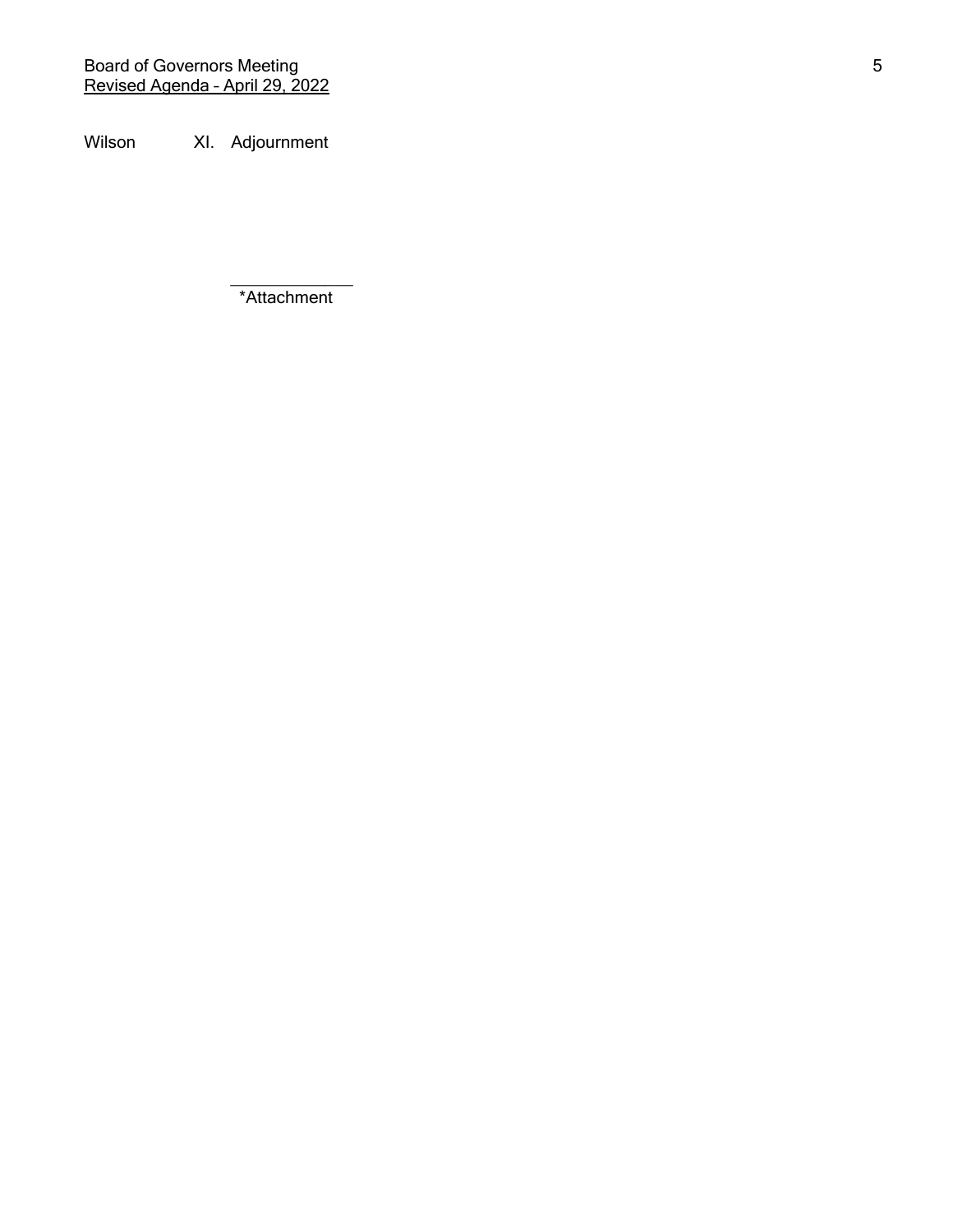Wilson XI. Adjournment

---

*Attachment